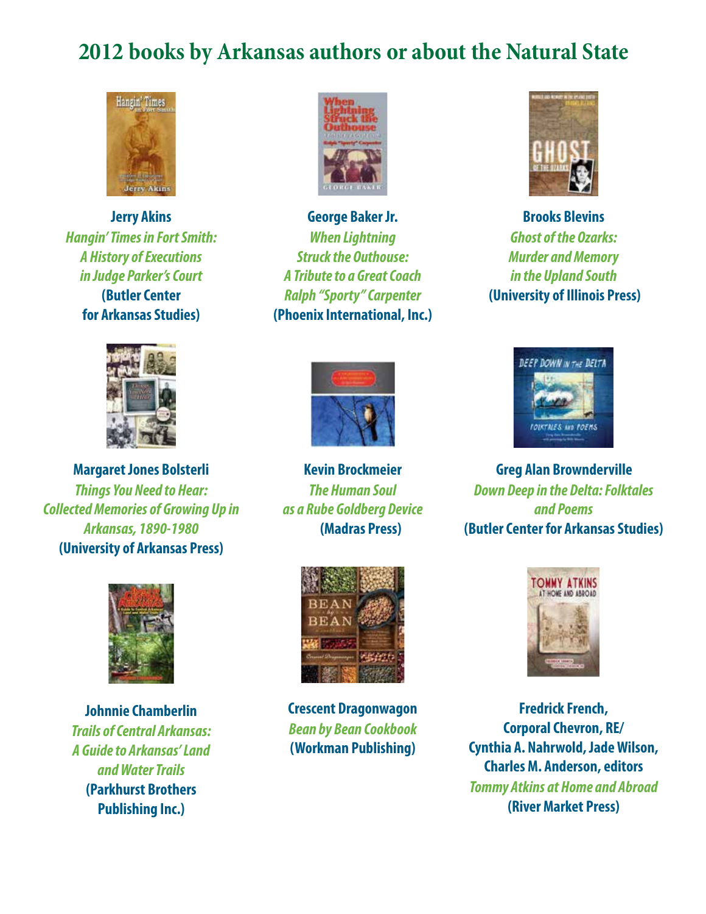# 2012 books by Arkansas authors or about the Natural State

**Jerry Akins**
*Hangin' Times in Fort Smith: A History of Executions in Judge Parker's Court*
**(Butler Center for Arkansas Studies)**

**George Baker Jr.**
*When Lightning Struck the Outhouse: A Tribute to a Great Coach Ralph "Sporty" Carpenter*
**(Phoenix International, Inc.)**

**Brooks Blevins**
*Ghost of the Ozarks: Murder and Memory in the Upland South*
**(University of Illinois Press)**

**Margaret Jones Bolsterli**
*Things You Need to Hear: Collected Memories of Growing Up in Arkansas, 1890-1980*
**(University of Arkansas Press)**

**Kevin Brockmeier**
*The Human Soul as a Rube Goldberg Device*
**(Madras Press)**

**Greg Alan Brownderville**
*Down Deep in the Delta: Folktales and Poems*
**(Butler Center for Arkansas Studies)**

**Johnnie Chamberlin**
*Trails of Central Arkansas: A Guide to Arkansas' Land and Water Trails*
**(Parkhurst Brothers Publishing Inc.)**

**Crescent Dragonwagon**
*Bean by Bean Cookbook*
**(Workman Publishing)**

**Fredrick French, Corporal Chevron, RE/ Cynthia A. Nahrwold, Jade Wilson, Charles M. Anderson, editors**
*Tommy Atkins at Home and Abroad*
**(River Market Press)**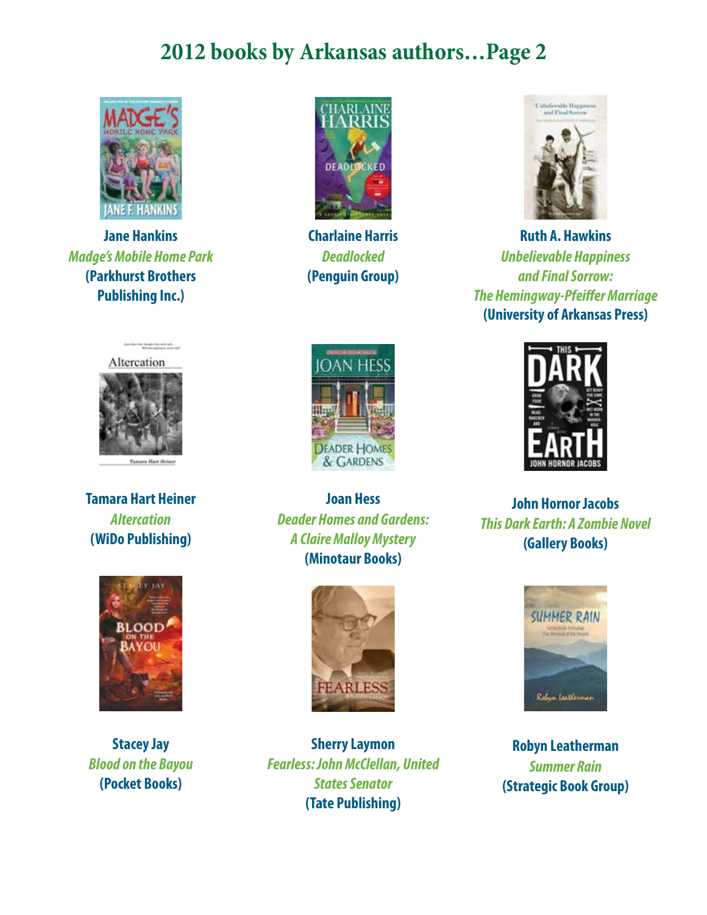# 2012 books by Arkansas authors…Page 2

**Jane Hankins**
*Madge's Mobile Home Park*
**(Parkhurst Brothers Publishing Inc.)**

**Charlaine Harris**
*Deadlocked*
**(Penguin Group)**

**Ruth A. Hawkins**
*Unbelievable Happiness and Final Sorrow: The Hemingway-Pfeiffer Marriage*
**(University of Arkansas Press)**

**Tamara Hart Heiner**
*Altercation*
**(WiDo Publishing)**

**Joan Hess**
*Deader Homes and Gardens: A Claire Malloy Mystery*
**(Minotaur Books)**

**John Hornor Jacobs**
*This Dark Earth: A Zombie Novel*
**(Gallery Books)**

**Stacey Jay**
*Blood on the Bayou*
**(Pocket Books)**

**Sherry Laymon**
*Fearless: John McClellan, United States Senator*
**(Tate Publishing)**

**Robyn Leatherman**
*Summer Rain*
**(Strategic Book Group)**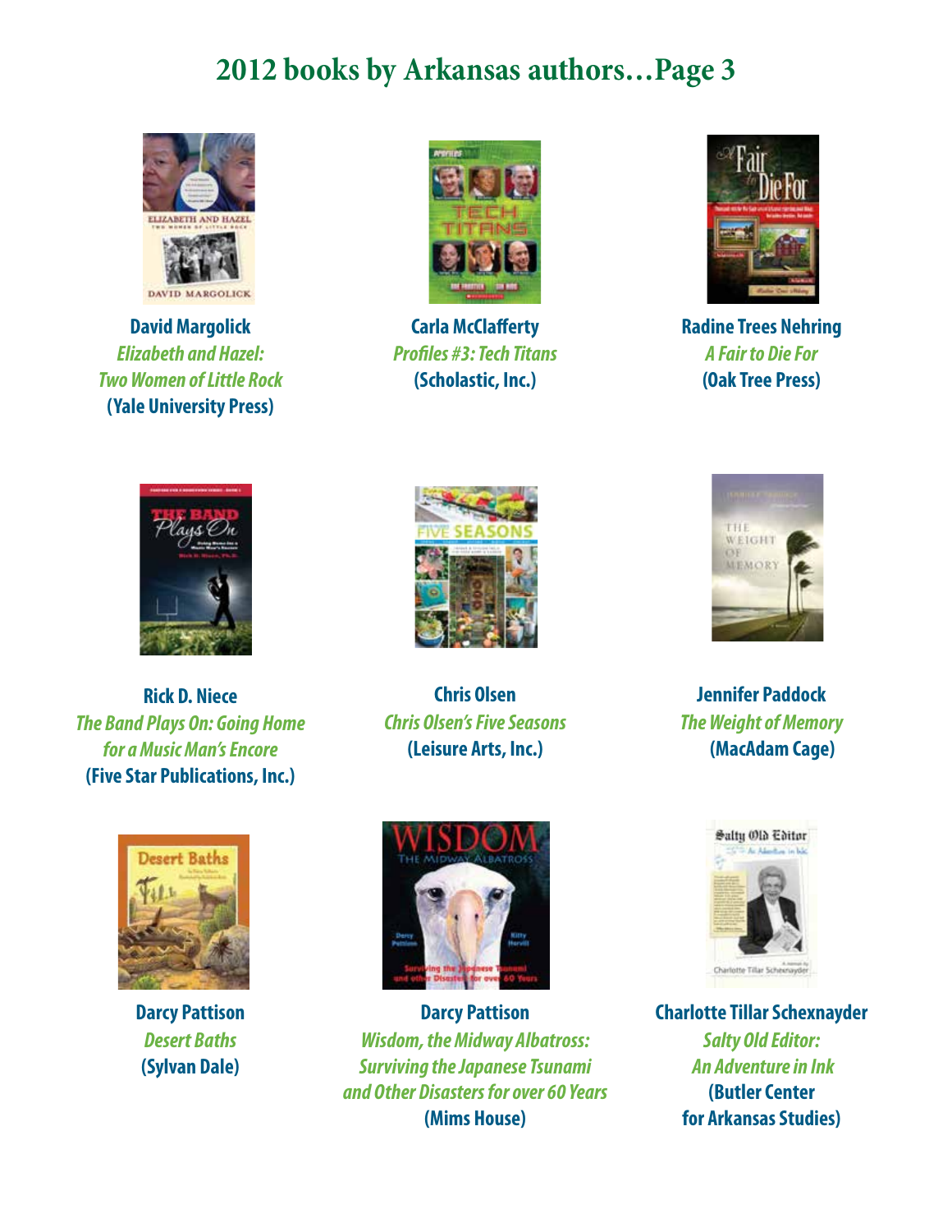# 2012 books by Arkansas authors…Page 3

**David Margolick**
*Elizabeth and Hazel: Two Women of Little Rock*
**(Yale University Press)**

**Carla McClafferty**
*Profiles #3: Tech Titans*
**(Scholastic, Inc.)**

**Radine Trees Nehring**
*A Fair to Die For*
**(Oak Tree Press)**

**Rick D. Niece**
*The Band Plays On: Going Home for a Music Man's Encore*
**(Five Star Publications, Inc.)**

**Chris Olsen**
*Chris Olsen's Five Seasons*
**(Leisure Arts, Inc.)**

**Jennifer Paddock**
*The Weight of Memory*
**(MacAdam Cage)**

**Darcy Pattison**
*Desert Baths*
**(Sylvan Dale)**

**Darcy Pattison**
*Wisdom, the Midway Albatross: Surviving the Japanese Tsunami and Other Disasters for over 60 Years*
**(Mims House)**

**Charlotte Tillar Schexnayder**
*Salty Old Editor: An Adventure in Ink*
**(Butler Center for Arkansas Studies)**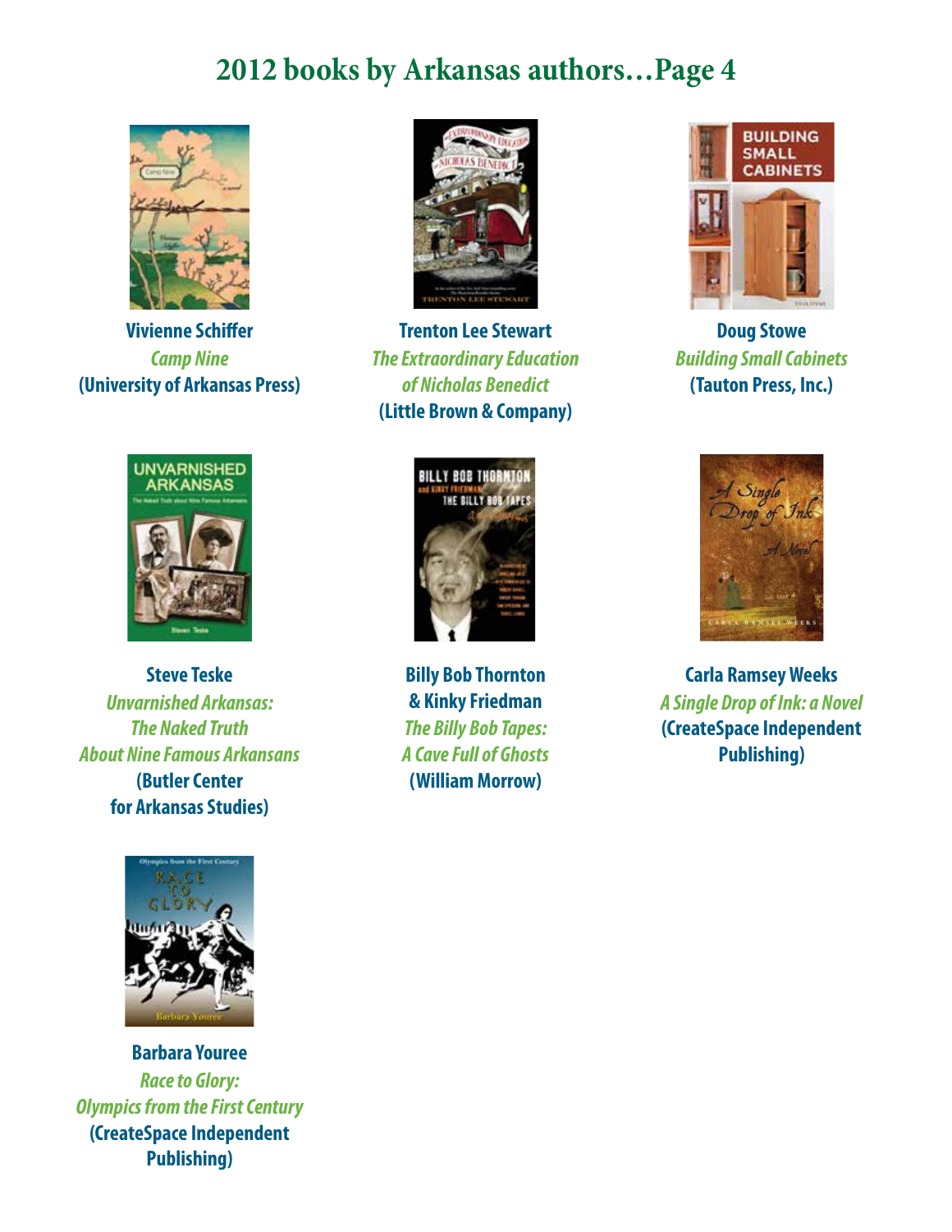# 2012 books by Arkansas authors…Page 4

**Vivienne Schiffer**
*Camp Nine*
**(University of Arkansas Press)**

**Trenton Lee Stewart**
*The Extraordinary Education of Nicholas Benedict*
**(Little Brown & Company)**

**Doug Stowe**
*Building Small Cabinets*
**(Tauton Press, Inc.)**

**Steve Teske**
*Unvarnished Arkansas: The Naked Truth About Nine Famous Arkansans*
**(Butler Center for Arkansas Studies)**

**Billy Bob Thornton & Kinky Friedman**
*The Billy Bob Tapes: A Cave Full of Ghosts*
**(William Morrow)**

**Carla Ramsey Weeks**
*A Single Drop of Ink: a Novel*
**(CreateSpace Independent Publishing)**

**Barbara Youree**
*Race to Glory: Olympics from the First Century*
**(CreateSpace Independent Publishing)**